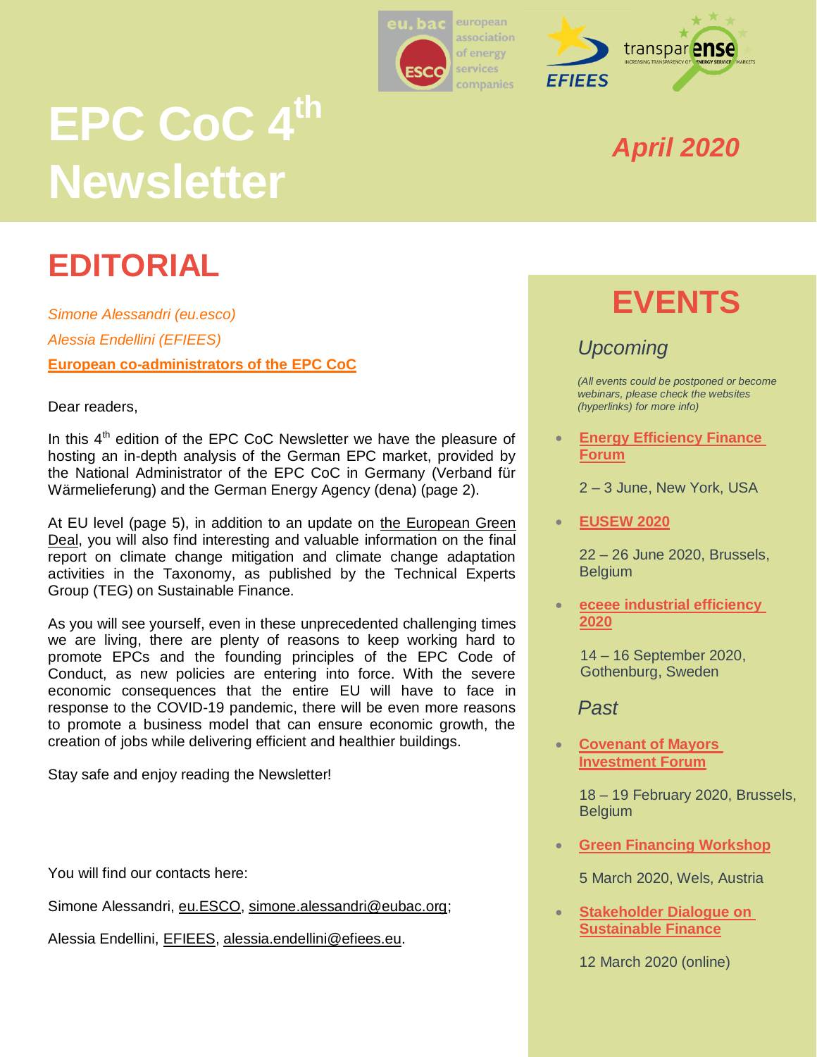# EPC CoC 4th Newsletter

*April 2020*

## EDITORIAL

*Simone Alessandri (eu.esco)*

*Alessia Endellini (EFIEES)*

**European co-administrators of the EPC CoC**

Dear readers,

In this 4th edition of the EPC CoC Newsletter we have the pleasure of hosting an in-depth analysis of the German EPC market, provided by the National Administrator of the EPC CoC in Germany (Verband für Wärmelieferung) and the German Energy Agency (dena) (page 2).

At EU level (page 5), in addition to an update on the European Green Deal, you will also find interesting and valuable information on the final report on climate change mitigation and climate change adaptation activities in the Taxonomy, as published by the Technical Experts Group (TEG) on Sustainable Finance.

As you will see yourself, even in these unprecedented challenging times we are living, there are plenty of reasons to keep working hard to promote EPCs and the founding principles of the EPC Code of Conduct, as new policies are entering into force. With the severe economic consequences that the entire EU will have to face in response to the COVID-19 pandemic, there will be even more reasons to promote a business model that can ensure economic growth, the creation of jobs while delivering efficient and healthier buildings.

Stay safe and enjoy reading the Newsletter!

You will find our contacts here:

Simone Alessandri, eu.ESCO, simone.alessandri@eubac.org;

Alessia Endellini, EFIEES, alessia.endellini@efiees.eu.

## EVENTS

### *Upcoming*

*(All events could be postponed or become webinars, please check the websites (hyperlinks) for more info)*

- **Energy Efficiency Finance Forum**

  2 – 3 June, New York, USA

- **EUSEW 2020**

  22 – 26 June 2020, Brussels, Belgium

- **eceee industrial efficiency 2020**

  14 – 16 September 2020, Gothenburg, Sweden

### *Past*

- **Covenant of Mayors Investment Forum**

  18 – 19 February 2020, Brussels, Belgium

- **Green Financing Workshop**

  5 March 2020, Wels, Austria

- **Stakeholder Dialogue on Sustainable Finance**

  12 March 2020 (online)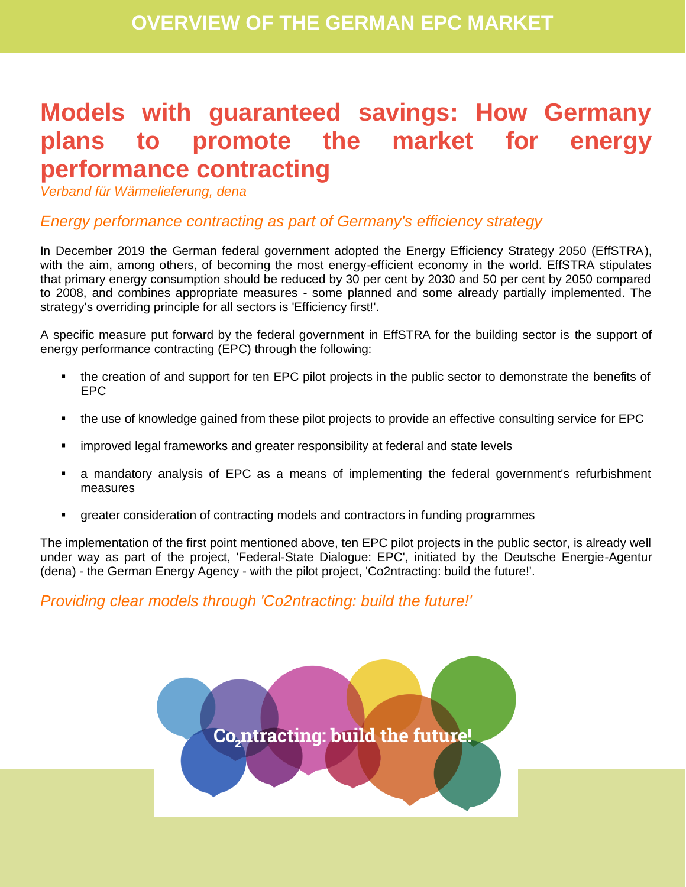# Models with guaranteed savings: How Germany plans to promote the market for energy performance contracting

*Verband für Wärmelieferung, dena*

## *Energy performance contracting as part of Germany's efficiency strategy*

In December 2019 the German federal government adopted the Energy Efficiency Strategy 2050 (EffSTRA), with the aim, among others, of becoming the most energy-efficient economy in the world. EffSTRA stipulates that primary energy consumption should be reduced by 30 per cent by 2030 and 50 per cent by 2050 compared to 2008, and combines appropriate measures - some planned and some already partially implemented. The strategy's overriding principle for all sectors is 'Efficiency first!'.

A specific measure put forward by the federal government in EffSTRA for the building sector is the support of energy performance contracting (EPC) through the following:

- the creation of and support for ten EPC pilot projects in the public sector to demonstrate the benefits of EPC
- the use of knowledge gained from these pilot projects to provide an effective consulting service for EPC
- improved legal frameworks and greater responsibility at federal and state levels
- a mandatory analysis of EPC as a means of implementing the federal government's refurbishment measures
- greater consideration of contracting models and contractors in funding programmes

The implementation of the first point mentioned above, ten EPC pilot projects in the public sector, is already well under way as part of the project, 'Federal-State Dialogue: EPC', initiated by the Deutsche Energie-Agentur (dena) - the German Energy Agency - with the pilot project, 'Co2ntracting: build the future!'.

## *Providing clear models through 'Co2ntracting: build the future!'*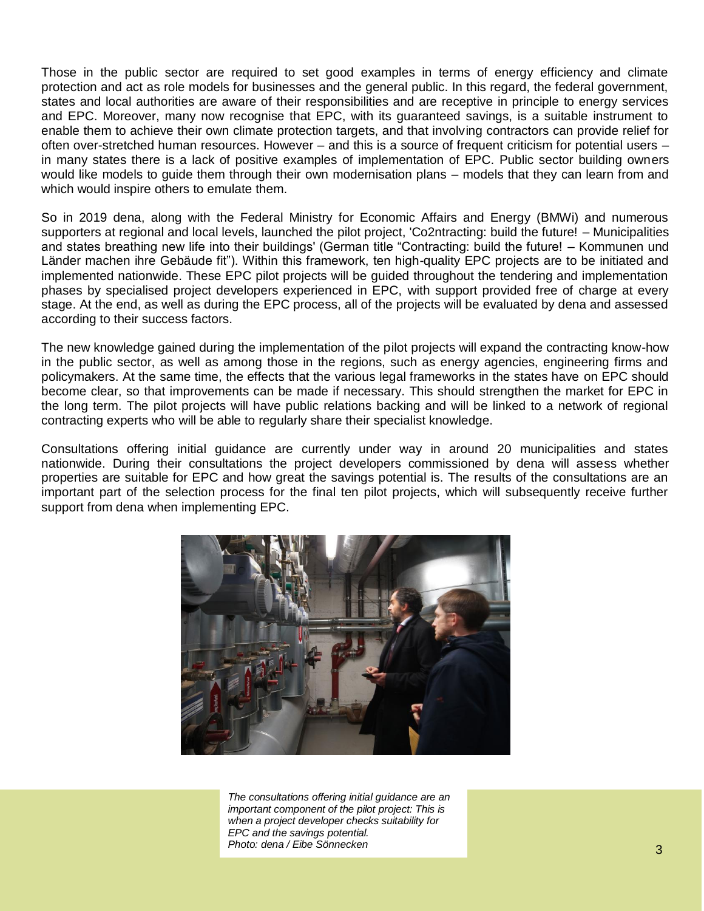Those in the public sector are required to set good examples in terms of energy efficiency and climate protection and act as role models for businesses and the general public. In this regard, the federal government, states and local authorities are aware of their responsibilities and are receptive in principle to energy services and EPC. Moreover, many now recognise that EPC, with its guaranteed savings, is a suitable instrument to enable them to achieve their own climate protection targets, and that involving contractors can provide relief for often over-stretched human resources. However – and this is a source of frequent criticism for potential users – in many states there is a lack of positive examples of implementation of EPC. Public sector building owners would like models to guide them through their own modernisation plans – models that they can learn from and which would inspire others to emulate them.

So in 2019 dena, along with the Federal Ministry for Economic Affairs and Energy (BMWi) and numerous supporters at regional and local levels, launched the pilot project, 'Co2ntracting: build the future! – Municipalities and states breathing new life into their buildings' (German title “Contracting: build the future! – Kommunen und Länder machen ihre Gebäude fit”). Within this framework, ten high-quality EPC projects are to be initiated and implemented nationwide. These EPC pilot projects will be guided throughout the tendering and implementation phases by specialised project developers experienced in EPC, with support provided free of charge at every stage. At the end, as well as during the EPC process, all of the projects will be evaluated by dena and assessed according to their success factors.

The new knowledge gained during the implementation of the pilot projects will expand the contracting know-how in the public sector, as well as among those in the regions, such as energy agencies, engineering firms and policymakers. At the same time, the effects that the various legal frameworks in the states have on EPC should become clear, so that improvements can be made if necessary. This should strengthen the market for EPC in the long term. The pilot projects will have public relations backing and will be linked to a network of regional contracting experts who will be able to regularly share their specialist knowledge.

Consultations offering initial guidance are currently under way in around 20 municipalities and states nationwide. During their consultations the project developers commissioned by dena will assess whether properties are suitable for EPC and how great the savings potential is. The results of the consultations are an important part of the selection process for the final ten pilot projects, which will subsequently receive further support from dena when implementing EPC.

*The consultations offering initial guidance are an important component of the pilot project: This is when a project developer checks suitability for EPC and the savings potential.*
*Photo: dena / Eibe Sönnecken*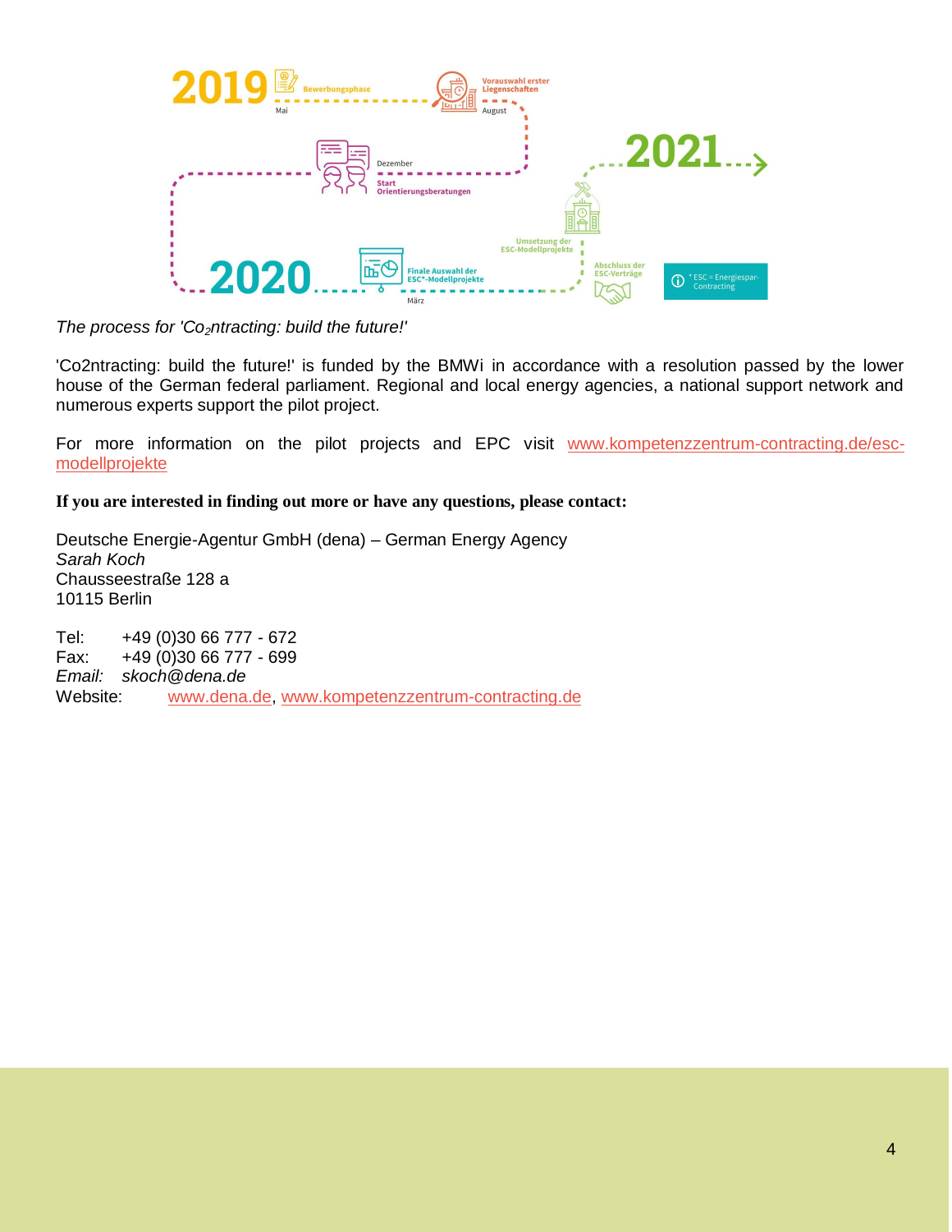*The process for 'Co$_2$ntracting: build the future!'*

'Co2ntracting: build the future!' is funded by the BMWi in accordance with a resolution passed by the lower house of the German federal parliament. Regional and local energy agencies, a national support network and numerous experts support the pilot project.

For more information on the pilot projects and EPC visit [www.kompetenzzentrum-contracting.de/esc-modellprojekte](www.kompetenzzentrum-contracting.de/esc-modellprojekte)

**If you are interested in finding out more or have any questions, please contact:**

Deutsche Energie-Agentur GmbH (dena) – German Energy Agency
*Sarah Koch*
Chausseestraße 128 a
10115 Berlin

Tel: +49 (0)30 66 777 - 672
Fax: +49 (0)30 66 777 - 699
*Email: skoch@dena.de*
Website: [www.dena.de](www.dena.de), [www.kompetenzzentrum-contracting.de](www.kompetenzzentrum-contracting.de)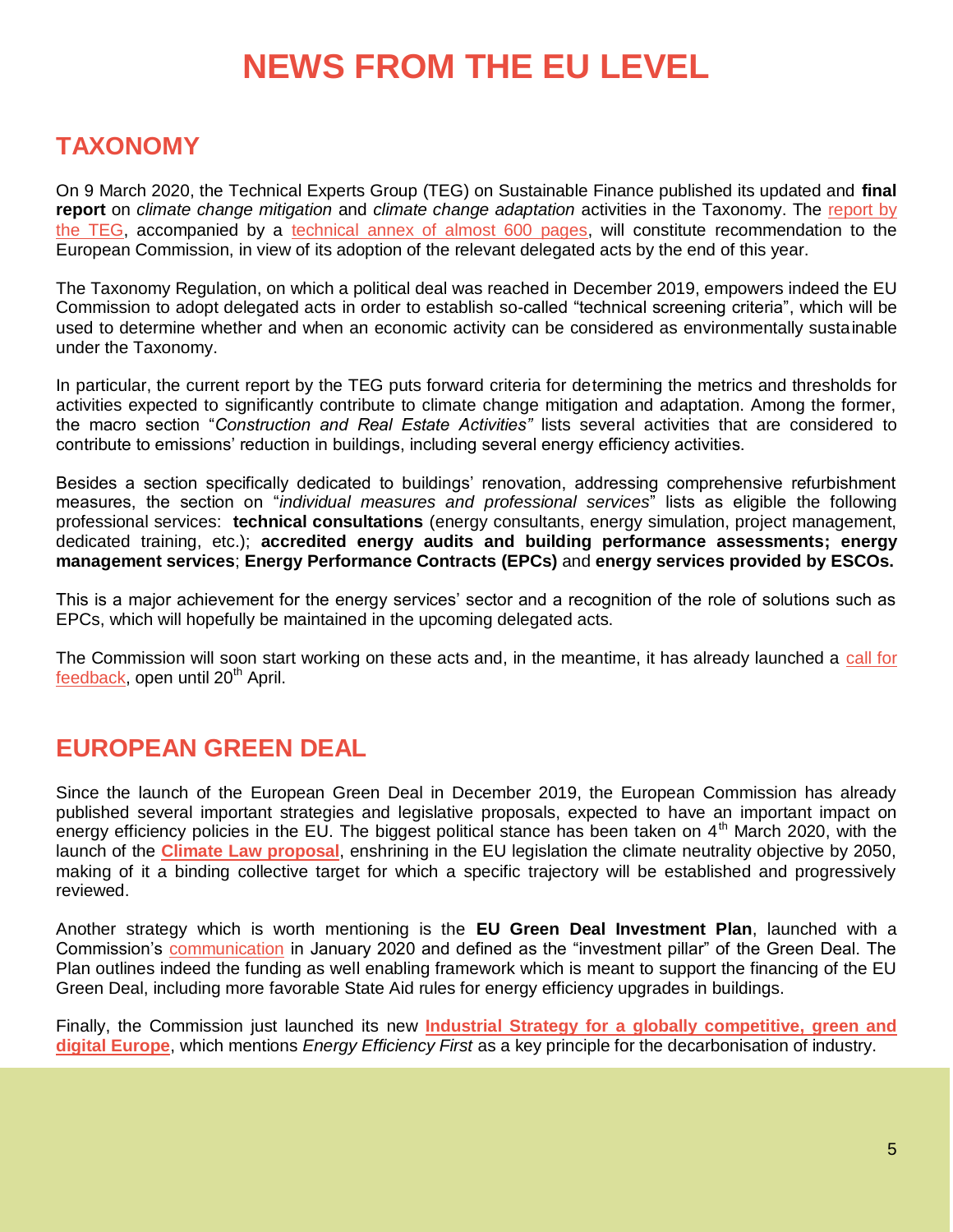# NEWS FROM THE EU LEVEL

## TAXONOMY

On 9 March 2020, the Technical Experts Group (TEG) on Sustainable Finance published its updated and **final report** on *climate change mitigation* and *climate change adaptation* activities in the Taxonomy. The report by the TEG, accompanied by a technical annex of almost 600 pages, will constitute recommendation to the European Commission, in view of its adoption of the relevant delegated acts by the end of this year.

The Taxonomy Regulation, on which a political deal was reached in December 2019, empowers indeed the EU Commission to adopt delegated acts in order to establish so-called "technical screening criteria", which will be used to determine whether and when an economic activity can be considered as environmentally sustainable under the Taxonomy.

In particular, the current report by the TEG puts forward criteria for determining the metrics and thresholds for activities expected to significantly contribute to climate change mitigation and adaptation. Among the former, the macro section "*Construction and Real Estate Activities"* lists several activities that are considered to contribute to emissions' reduction in buildings, including several energy efficiency activities.

Besides a section specifically dedicated to buildings' renovation, addressing comprehensive refurbishment measures, the section on "*individual measures and professional services*" lists as eligible the following professional services: **technical consultations** (energy consultants, energy simulation, project management, dedicated training, etc.); **accredited energy audits and building performance assessments; energy management services**; **Energy Performance Contracts (EPCs)** and **energy services provided by ESCOs.**

This is a major achievement for the energy services' sector and a recognition of the role of solutions such as EPCs, which will hopefully be maintained in the upcoming delegated acts.

The Commission will soon start working on these acts and, in the meantime, it has already launched a call for feedback, open until 20th April.

## EUROPEAN GREEN DEAL

Since the launch of the European Green Deal in December 2019, the European Commission has already published several important strategies and legislative proposals, expected to have an important impact on energy efficiency policies in the EU. The biggest political stance has been taken on 4th March 2020, with the launch of the **Climate Law proposal**, enshrining in the EU legislation the climate neutrality objective by 2050, making of it a binding collective target for which a specific trajectory will be established and progressively reviewed.

Another strategy which is worth mentioning is the **EU Green Deal Investment Plan**, launched with a Commission's communication in January 2020 and defined as the "investment pillar" of the Green Deal. The Plan outlines indeed the funding as well enabling framework which is meant to support the financing of the EU Green Deal, including more favorable State Aid rules for energy efficiency upgrades in buildings.

Finally, the Commission just launched its new **Industrial Strategy for a globally competitive, green and digital Europe**, which mentions *Energy Efficiency First* as a key principle for the decarbonisation of industry.